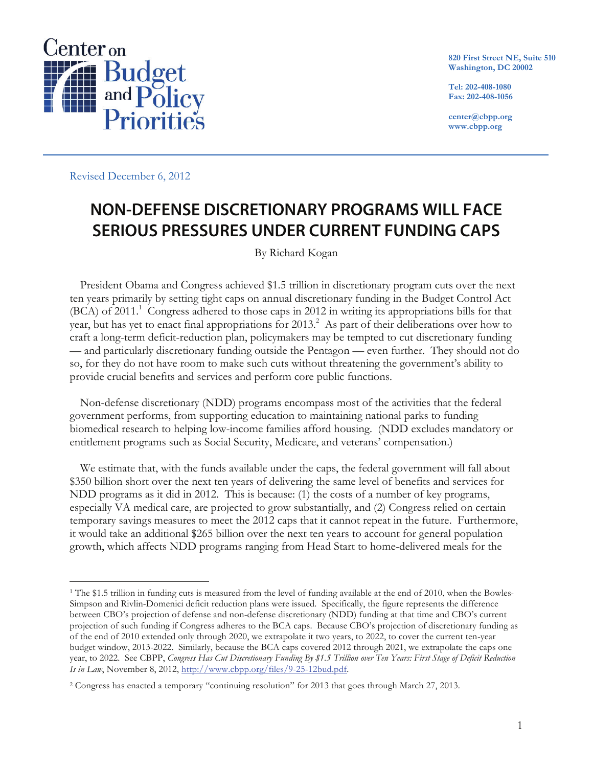Center on Budget and Policy Priorities

820 First Street NE, Suite 510
Washington, DC 20002

Tel: 202-408-1080
Fax: 202-408-1056

center@cbpp.org
www.cbpp.org

Revised December 6, 2012

# NON-DEFENSE DISCRETIONARY PROGRAMS WILL FACE SERIOUS PRESSURES UNDER CURRENT FUNDING CAPS

By Richard Kogan

President Obama and Congress achieved $1.5 trillion in discretionary program cuts over the next ten years primarily by setting tight caps on annual discretionary funding in the Budget Control Act (BCA) of 2011.[1] Congress adhered to those caps in 2012 in writing its appropriations bills for that year, but has yet to enact final appropriations for 2013.[2] As part of their deliberations over how to craft a long-term deficit-reduction plan, policymakers may be tempted to cut discretionary funding — and particularly discretionary funding outside the Pentagon — even further. They should not do so, for they do not have room to make such cuts without threatening the government's ability to provide crucial benefits and services and perform core public functions.

Non-defense discretionary (NDD) programs encompass most of the activities that the federal government performs, from supporting education to maintaining national parks to funding biomedical research to helping low-income families afford housing. (NDD excludes mandatory or entitlement programs such as Social Security, Medicare, and veterans' compensation.)

We estimate that, with the funds available under the caps, the federal government will fall about $350 billion short over the next ten years of delivering the same level of benefits and services for NDD programs as it did in 2012. This is because: (1) the costs of a number of key programs, especially VA medical care, are projected to grow substantially, and (2) Congress relied on certain temporary savings measures to meet the 2012 caps that it cannot repeat in the future. Furthermore, it would take an additional $265 billion over the next ten years to account for general population growth, which affects NDD programs ranging from Head Start to home-delivered meals for the

---

[1] The $1.5 trillion in funding cuts is measured from the level of funding available at the end of 2010, when the Bowles-Simpson and Rivlin-Domenici deficit reduction plans were issued. Specifically, the figure represents the difference between CBO's projection of defense and non-defense discretionary (NDD) funding at that time and CBO's current projection of such funding if Congress adheres to the BCA caps. Because CBO's projection of discretionary funding as of the end of 2010 extended only through 2020, we extrapolate it two years, to 2022, to cover the current ten-year budget window, 2013-2022. Similarly, because the BCA caps covered 2012 through 2021, we extrapolate the caps one year, to 2022. See CBPP, *Congress Has Cut Discretionary Funding By $1.5 Trillion over Ten Years: First Stage of Deficit Reduction Is in Law*, November 8, 2012, http://www.cbpp.org/files/9-25-12bud.pdf.

[2] Congress has enacted a temporary "continuing resolution" for 2013 that goes through March 27, 2013.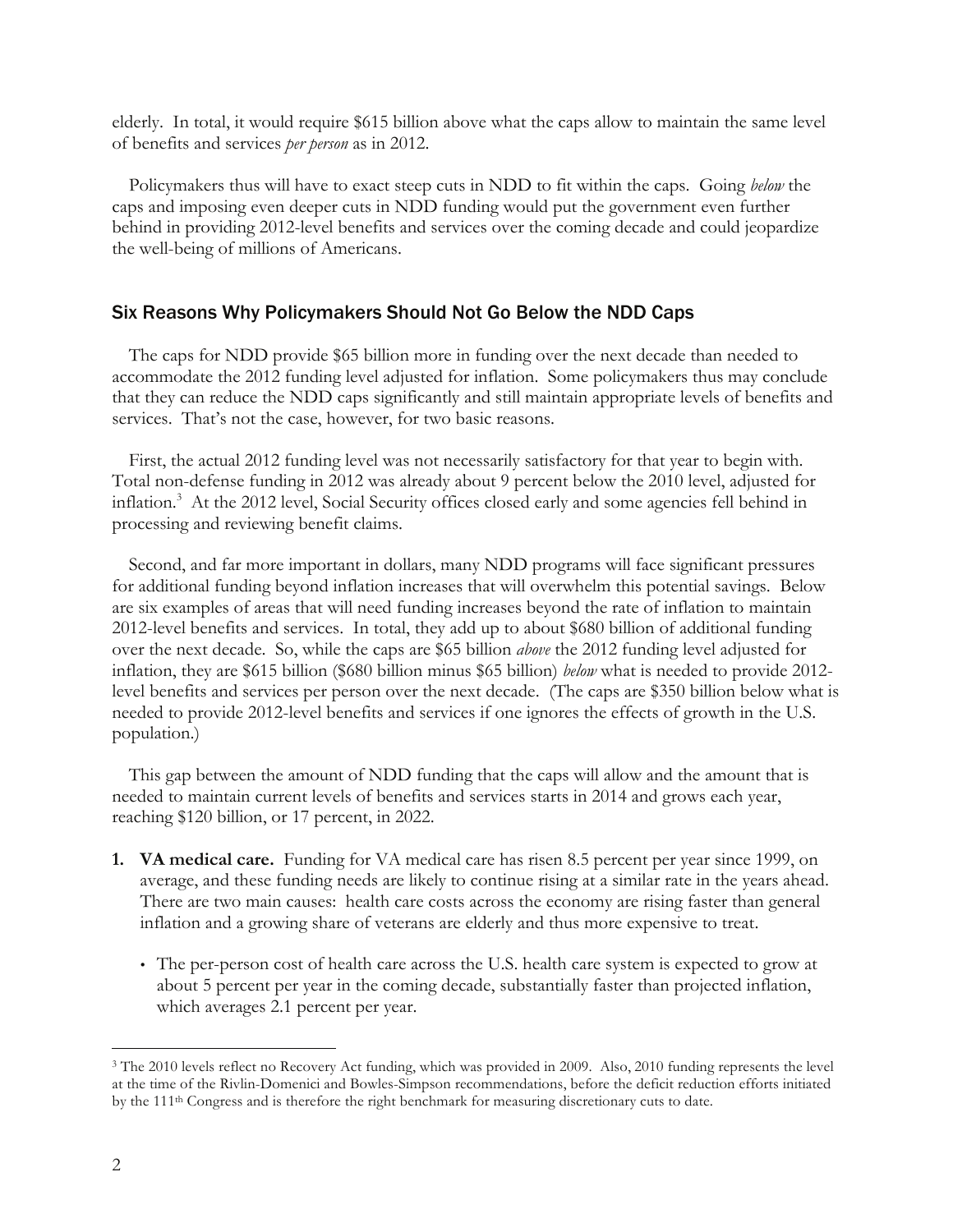elderly. In total, it would require $615 billion above what the caps allow to maintain the same level of benefits and services *per person* as in 2012.

Policymakers thus will have to exact steep cuts in NDD to fit within the caps. Going *below* the caps and imposing even deeper cuts in NDD funding would put the government even further behind in providing 2012-level benefits and services over the coming decade and could jeopardize the well-being of millions of Americans.

## Six Reasons Why Policymakers Should Not Go Below the NDD Caps

The caps for NDD provide $65 billion more in funding over the next decade than needed to accommodate the 2012 funding level adjusted for inflation. Some policymakers thus may conclude that they can reduce the NDD caps significantly and still maintain appropriate levels of benefits and services. That's not the case, however, for two basic reasons.

First, the actual 2012 funding level was not necessarily satisfactory for that year to begin with. Total non-defense funding in 2012 was already about 9 percent below the 2010 level, adjusted for inflation.[3] At the 2012 level, Social Security offices closed early and some agencies fell behind in processing and reviewing benefit claims.

Second, and far more important in dollars, many NDD programs will face significant pressures for additional funding beyond inflation increases that will overwhelm this potential savings. Below are six examples of areas that will need funding increases beyond the rate of inflation to maintain 2012-level benefits and services. In total, they add up to about $680 billion of additional funding over the next decade. So, while the caps are $65 billion *above* the 2012 funding level adjusted for inflation, they are $615 billion ($680 billion minus $65 billion) *below* what is needed to provide 2012-level benefits and services per person over the next decade. (The caps are $350 billion below what is needed to provide 2012-level benefits and services if one ignores the effects of growth in the U.S. population.)

This gap between the amount of NDD funding that the caps will allow and the amount that is needed to maintain current levels of benefits and services starts in 2014 and grows each year, reaching $120 billion, or 17 percent, in 2022.

1. **VA medical care.** Funding for VA medical care has risen 8.5 percent per year since 1999, on average, and these funding needs are likely to continue rising at a similar rate in the years ahead. There are two main causes: health care costs across the economy are rising faster than general inflation and a growing share of veterans are elderly and thus more expensive to treat.

   - The per-person cost of health care across the U.S. health care system is expected to grow at about 5 percent per year in the coming decade, substantially faster than projected inflation, which averages 2.1 percent per year.

---

[3] The 2010 levels reflect no Recovery Act funding, which was provided in 2009. Also, 2010 funding represents the level at the time of the Rivlin-Domenici and Bowles-Simpson recommendations, before the deficit reduction efforts initiated by the 111th Congress and is therefore the right benchmark for measuring discretionary cuts to date.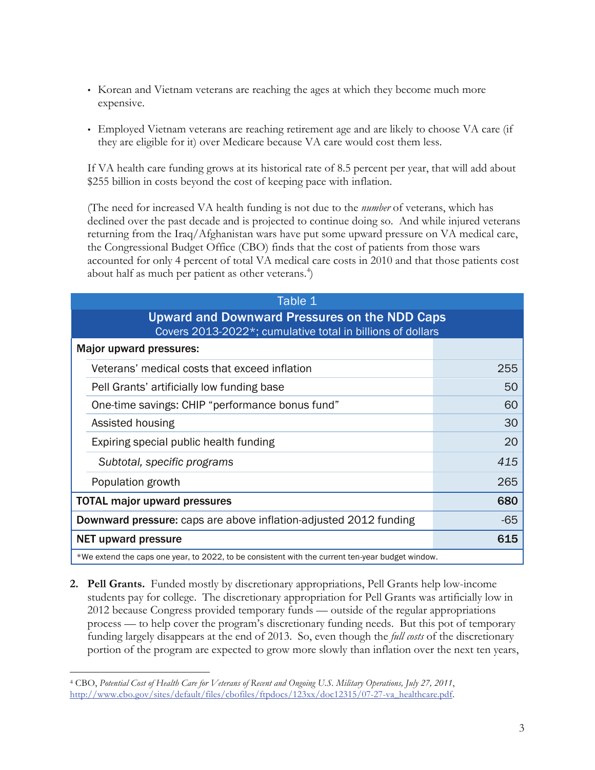- Korean and Vietnam veterans are reaching the ages at which they become much more expensive.
- Employed Vietnam veterans are reaching retirement age and are likely to choose VA care (if they are eligible for it) over Medicare because VA care would cost them less.

If VA health care funding grows at its historical rate of 8.5 percent per year, that will add about $255 billion in costs beyond the cost of keeping pace with inflation.

(The need for increased VA health funding is not due to the *number* of veterans, which has declined over the past decade and is projected to continue doing so. And while injured veterans returning from the Iraq/Afghanistan wars have put some upward pressure on VA medical care, the Congressional Budget Office (CBO) finds that the cost of patients from those wars accounted for only 4 percent of total VA medical care costs in 2010 and that those patients cost about half as much per patient as other veterans.[4])

| Table 1<br>**Upward and Downward Pressures on the NDD Caps**<br>Covers 2013-2022*; cumulative total in billions of dollars | |
|---|---|
| **Major upward pressures:** | |
| Veterans' medical costs that exceed inflation | 255 |
| Pell Grants' artificially low funding base | 50 |
| One-time savings: CHIP "performance bonus fund" | 60 |
| Assisted housing | 30 |
| Expiring special public health funding | 20 |
| *Subtotal, specific programs* | *415* |
| Population growth | 265 |
| **TOTAL major upward pressures** | **680** |
| **Downward pressure:** caps are above inflation-adjusted 2012 funding | -65 |
| **NET upward pressure** | **615** |
| *We extend the caps one year, to 2022, to be consistent with the current ten-year budget window. | |

2. **Pell Grants.** Funded mostly by discretionary appropriations, Pell Grants help low-income students pay for college. The discretionary appropriation for Pell Grants was artificially low in 2012 because Congress provided temporary funds — outside of the regular appropriations process — to help cover the program's discretionary funding needs. But this pot of temporary funding largely disappears at the end of 2013. So, even though the *full costs* of the discretionary portion of the program are expected to grow more slowly than inflation over the next ten years,

[4] CBO, *Potential Cost of Health Care for Veterans of Recent and Ongoing U.S. Military Operations, July 27, 2011*, http://www.cbo.gov/sites/default/files/cbofiles/ftpdocs/123xx/doc12315/07-27-va_healthcare.pdf.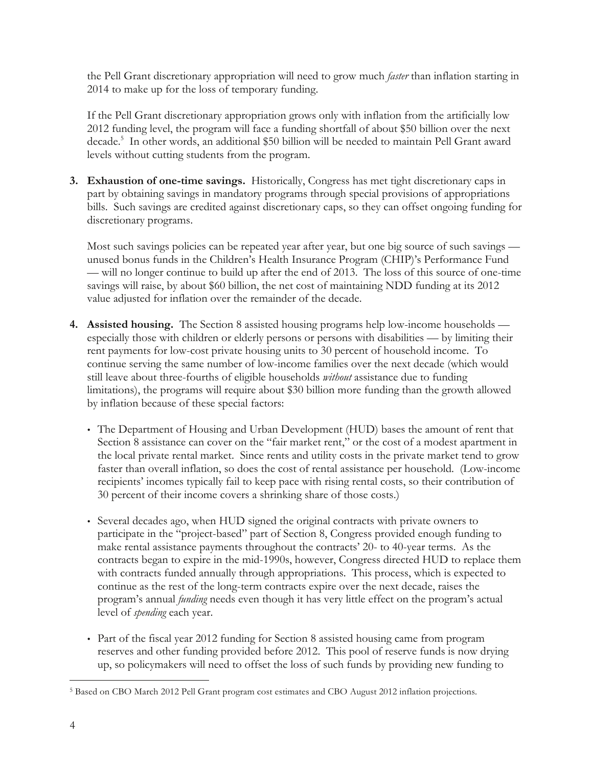the Pell Grant discretionary appropriation will need to grow much *faster* than inflation starting in 2014 to make up for the loss of temporary funding.

If the Pell Grant discretionary appropriation grows only with inflation from the artificially low 2012 funding level, the program will face a funding shortfall of about $50 billion over the next decade.[5] In other words, an additional $50 billion will be needed to maintain Pell Grant award levels without cutting students from the program.

3. **Exhaustion of one-time savings.** Historically, Congress has met tight discretionary caps in part by obtaining savings in mandatory programs through special provisions of appropriations bills. Such savings are credited against discretionary caps, so they can offset ongoing funding for discretionary programs.

   Most such savings policies can be repeated year after year, but one big source of such savings — unused bonus funds in the Children's Health Insurance Program (CHIP)'s Performance Fund — will no longer continue to build up after the end of 2013. The loss of this source of one-time savings will raise, by about $60 billion, the net cost of maintaining NDD funding at its 2012 value adjusted for inflation over the remainder of the decade.

4. **Assisted housing.** The Section 8 assisted housing programs help low-income households — especially those with children or elderly persons or persons with disabilities — by limiting their rent payments for low-cost private housing units to 30 percent of household income. To continue serving the same number of low-income families over the next decade (which would still leave about three-fourths of eligible households *without* assistance due to funding limitations), the programs will require about $30 billion more funding than the growth allowed by inflation because of these special factors:

   - The Department of Housing and Urban Development (HUD) bases the amount of rent that Section 8 assistance can cover on the "fair market rent," or the cost of a modest apartment in the local private rental market. Since rents and utility costs in the private market tend to grow faster than overall inflation, so does the cost of rental assistance per household. (Low-income recipients' incomes typically fail to keep pace with rising rental costs, so their contribution of 30 percent of their income covers a shrinking share of those costs.)

   - Several decades ago, when HUD signed the original contracts with private owners to participate in the "project-based" part of Section 8, Congress provided enough funding to make rental assistance payments throughout the contracts' 20- to 40-year terms. As the contracts began to expire in the mid-1990s, however, Congress directed HUD to replace them with contracts funded annually through appropriations. This process, which is expected to continue as the rest of the long-term contracts expire over the next decade, raises the program's annual *funding* needs even though it has very little effect on the program's actual level of *spending* each year.

   - Part of the fiscal year 2012 funding for Section 8 assisted housing came from program reserves and other funding provided before 2012. This pool of reserve funds is now drying up, so policymakers will need to offset the loss of such funds by providing new funding to

---

[5] Based on CBO March 2012 Pell Grant program cost estimates and CBO August 2012 inflation projections.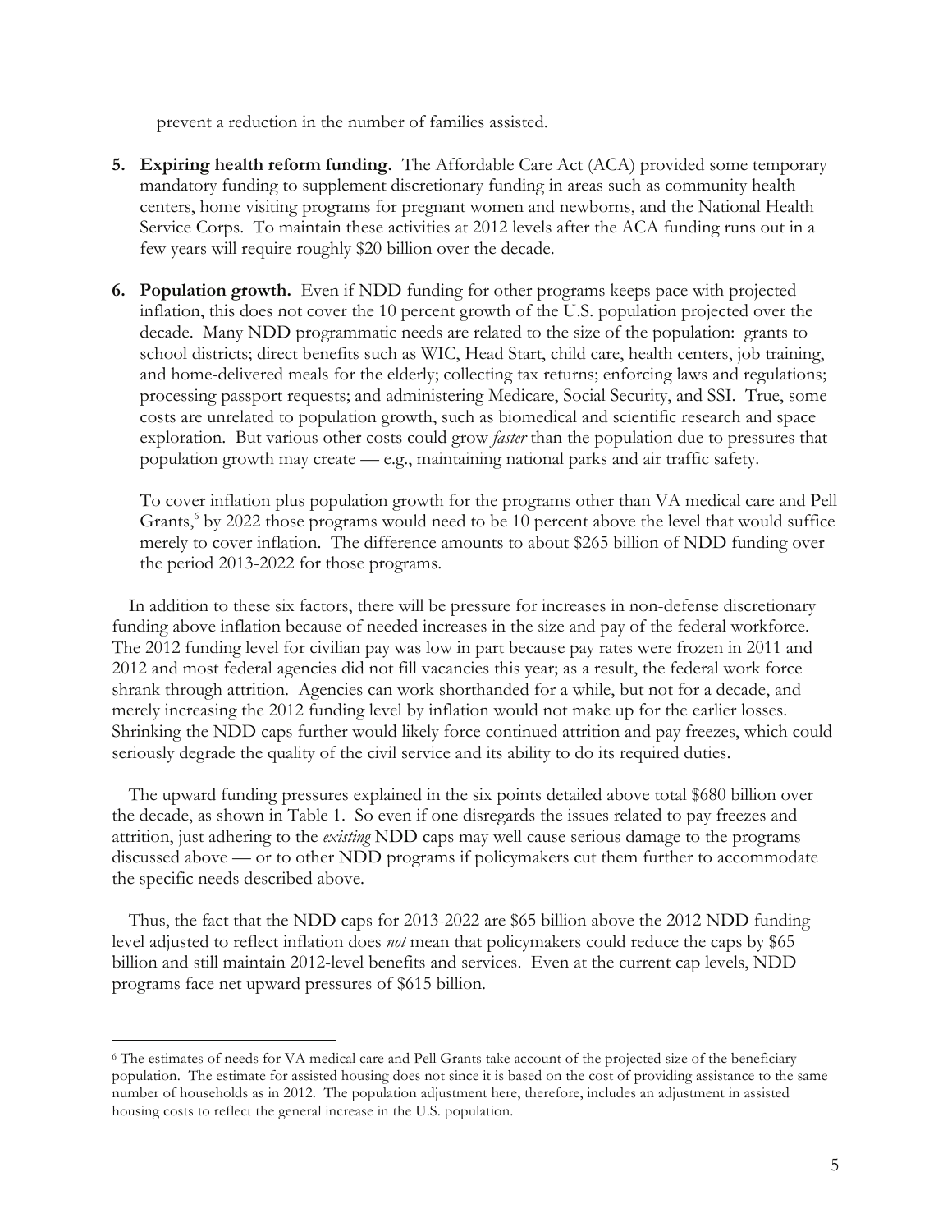prevent a reduction in the number of families assisted.

5. **Expiring health reform funding.** The Affordable Care Act (ACA) provided some temporary mandatory funding to supplement discretionary funding in areas such as community health centers, home visiting programs for pregnant women and newborns, and the National Health Service Corps. To maintain these activities at 2012 levels after the ACA funding runs out in a few years will require roughly $20 billion over the decade.

6. **Population growth.** Even if NDD funding for other programs keeps pace with projected inflation, this does not cover the 10 percent growth of the U.S. population projected over the decade. Many NDD programmatic needs are related to the size of the population: grants to school districts; direct benefits such as WIC, Head Start, child care, health centers, job training, and home-delivered meals for the elderly; collecting tax returns; enforcing laws and regulations; processing passport requests; and administering Medicare, Social Security, and SSI. True, some costs are unrelated to population growth, such as biomedical and scientific research and space exploration. But various other costs could grow *faster* than the population due to pressures that population growth may create — e.g., maintaining national parks and air traffic safety.

   To cover inflation plus population growth for the programs other than VA medical care and Pell Grants,[6] by 2022 those programs would need to be 10 percent above the level that would suffice merely to cover inflation. The difference amounts to about $265 billion of NDD funding over the period 2013-2022 for those programs.

In addition to these six factors, there will be pressure for increases in non-defense discretionary funding above inflation because of needed increases in the size and pay of the federal workforce. The 2012 funding level for civilian pay was low in part because pay rates were frozen in 2011 and 2012 and most federal agencies did not fill vacancies this year; as a result, the federal work force shrank through attrition. Agencies can work shorthanded for a while, but not for a decade, and merely increasing the 2012 funding level by inflation would not make up for the earlier losses. Shrinking the NDD caps further would likely force continued attrition and pay freezes, which could seriously degrade the quality of the civil service and its ability to do its required duties.

The upward funding pressures explained in the six points detailed above total $680 billion over the decade, as shown in Table 1. So even if one disregards the issues related to pay freezes and attrition, just adhering to the *existing* NDD caps may well cause serious damage to the programs discussed above — or to other NDD programs if policymakers cut them further to accommodate the specific needs described above.

Thus, the fact that the NDD caps for 2013-2022 are $65 billion above the 2012 NDD funding level adjusted to reflect inflation does *not* mean that policymakers could reduce the caps by $65 billion and still maintain 2012-level benefits and services. Even at the current cap levels, NDD programs face net upward pressures of $615 billion.

---

[6] The estimates of needs for VA medical care and Pell Grants take account of the projected size of the beneficiary population. The estimate for assisted housing does not since it is based on the cost of providing assistance to the same number of households as in 2012. The population adjustment here, therefore, includes an adjustment in assisted housing costs to reflect the general increase in the U.S. population.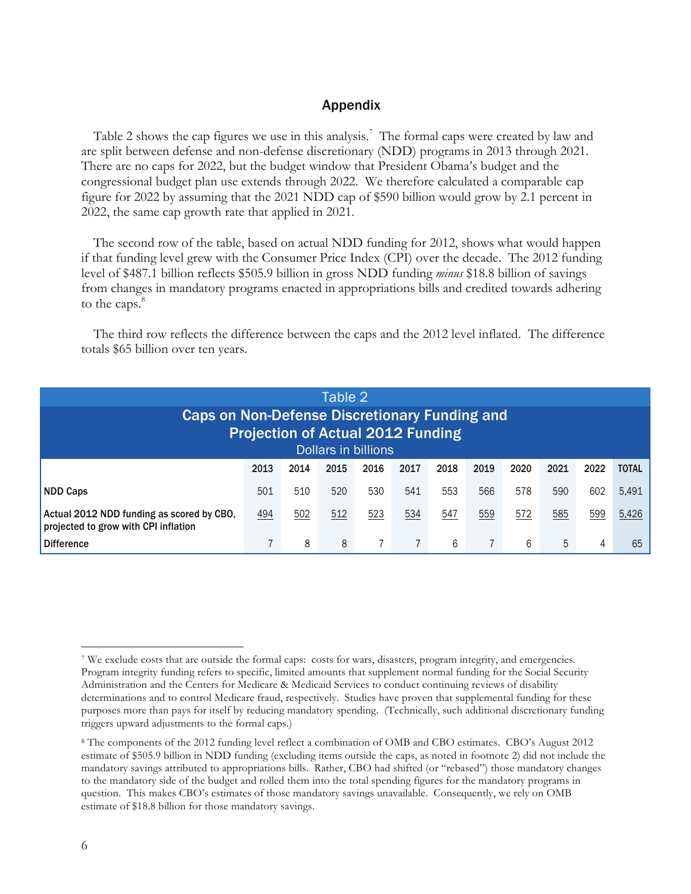## Appendix

Table 2 shows the cap figures we use in this analysis.[7] The formal caps were created by law and are split between defense and non-defense discretionary (NDD) programs in 2013 through 2021. There are no caps for 2022, but the budget window that President Obama's budget and the congressional budget plan use extends through 2022. We therefore calculated a comparable cap figure for 2022 by assuming that the 2021 NDD cap of $590 billion would grow by 2.1 percent in 2022, the same cap growth rate that applied in 2021.

The second row of the table, based on actual NDD funding for 2012, shows what would happen if that funding level grew with the Consumer Price Index (CPI) over the decade. The 2012 funding level of $487.1 billion reflects $505.9 billion in gross NDD funding *minus* $18.8 billion of savings from changes in mandatory programs enacted in appropriations bills and credited towards adhering to the caps.[8]

The third row reflects the difference between the caps and the 2012 level inflated. The difference totals $65 billion over ten years.

**Table 2**
**Caps on Non-Defense Discretionary Funding and Projection of Actual 2012 Funding**
Dollars in billions

| | 2013 | 2014 | 2015 | 2016 | 2017 | 2018 | 2019 | 2020 | 2021 | 2022 | TOTAL |
|---|---|---|---|---|---|---|---|---|---|---|---|
| **NDD Caps** | 501 | 510 | 520 | 530 | 541 | 553 | 566 | 578 | 590 | 602 | 5,491 |
| **Actual 2012 NDD funding as scored by CBO, projected to grow with CPI inflation** | 494 | 502 | 512 | 523 | 534 | 547 | 559 | 572 | 585 | 599 | 5,426 |
| **Difference** | 7 | 8 | 8 | 7 | 7 | 6 | 7 | 6 | 5 | 4 | 65 |

---

[7] We exclude costs that are outside the formal caps: costs for wars, disasters, program integrity, and emergencies. Program integrity funding refers to specific, limited amounts that supplement normal funding for the Social Security Administration and the Centers for Medicare & Medicaid Services to conduct continuing reviews of disability determinations and to control Medicare fraud, respectively. Studies have proven that supplemental funding for these purposes more than pays for itself by reducing mandatory spending. (Technically, such additional discretionary funding triggers upward adjustments to the formal caps.)

[8] The components of the 2012 funding level reflect a combination of OMB and CBO estimates. CBO's August 2012 estimate of $505.9 billion in NDD funding (excluding items outside the caps, as noted in footnote 2) did not include the mandatory savings attributed to appropriations bills. Rather, CBO had shifted (or "rebased") those mandatory changes to the mandatory side of the budget and rolled them into the total spending figures for the mandatory programs in question. This makes CBO's estimates of those mandatory savings unavailable. Consequently, we rely on OMB estimate of $18.8 billion for those mandatory savings.